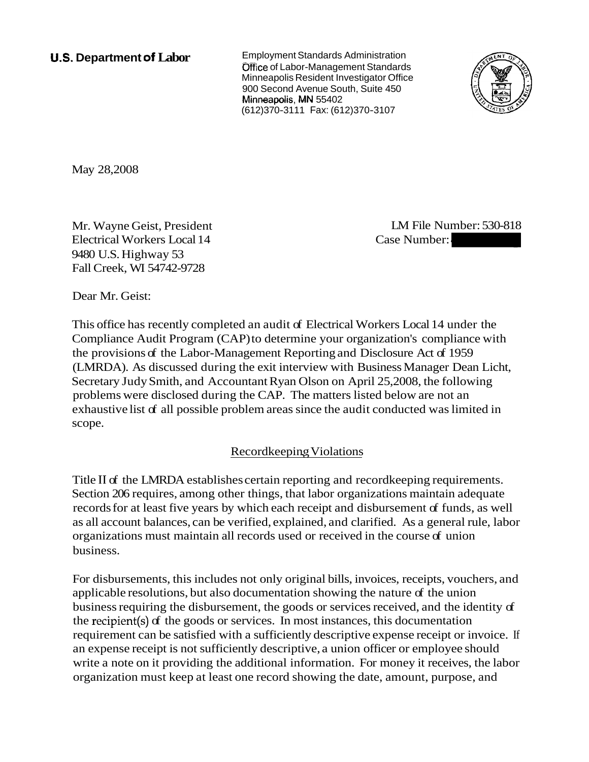**U.S. Department of Labor**

Employment Standards Administration
Office of Labor-Management Standards
Minneapolis Resident Investigator Office
900 Second Avenue South, Suite 450
Minneapolis, MN 55402
(612)370-3111 Fax: (612)370-3107

May 28,2008

Mr. Wayne Geist, President
Electrical Workers Local 14
9480 U.S. Highway 53
Fall Creek, WI 54742-9728

LM File Number: 530-818
Case Number:

Dear Mr. Geist:

This office has recently completed an audit of Electrical Workers Local 14 under the Compliance Audit Program (CAP) to determine your organization's compliance with the provisions of the Labor-Management Reporting and Disclosure Act of 1959 (LMRDA). As discussed during the exit interview with Business Manager Dean Licht, Secretary Judy Smith, and Accountant Ryan Olson on April 25,2008, the following problems were disclosed during the CAP. The matters listed below are not an exhaustive list of all possible problem areas since the audit conducted was limited in scope.

## Recordkeeping Violations

Title II of the LMRDA establishes certain reporting and recordkeeping requirements. Section 206 requires, among other things, that labor organizations maintain adequate records for at least five years by which each receipt and disbursement of funds, as well as all account balances, can be verified, explained, and clarified. As a general rule, labor organizations must maintain all records used or received in the course of union business.

For disbursements, this includes not only original bills, invoices, receipts, vouchers, and applicable resolutions, but also documentation showing the nature of the union business requiring the disbursement, the goods or services received, and the identity of the recipient(s) of the goods or services. In most instances, this documentation requirement can be satisfied with a sufficiently descriptive expense receipt or invoice. If an expense receipt is not sufficiently descriptive, a union officer or employee should write a note on it providing the additional information. For money it receives, the labor organization must keep at least one record showing the date, amount, purpose, and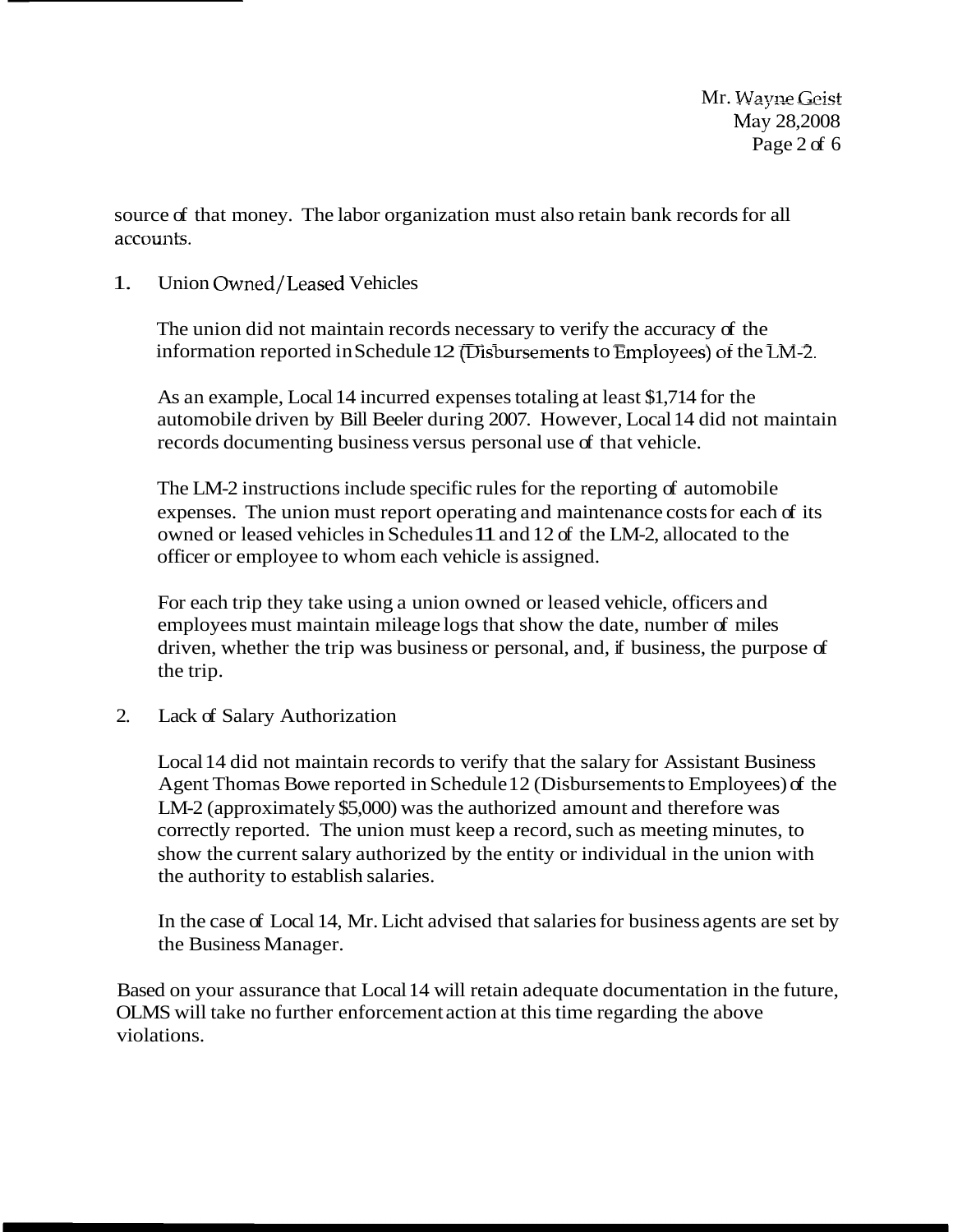source of that money. The labor organization must also retain bank records for all accounts.

1. Union Owned/Leased Vehicles

   The union did not maintain records necessary to verify the accuracy of the information reported in Schedule 12 (Disbursements to Employees) of the LM-2.

   As an example, Local 14 incurred expenses totaling at least $1,714 for the automobile driven by Bill Beeler during 2007. However, Local 14 did not maintain records documenting business versus personal use of that vehicle.

   The LM-2 instructions include specific rules for the reporting of automobile expenses. The union must report operating and maintenance costs for each of its owned or leased vehicles in Schedules 11 and 12 of the LM-2, allocated to the officer or employee to whom each vehicle is assigned.

   For each trip they take using a union owned or leased vehicle, officers and employees must maintain mileage logs that show the date, number of miles driven, whether the trip was business or personal, and, if business, the purpose of the trip.

2. Lack of Salary Authorization

   Local 14 did not maintain records to verify that the salary for Assistant Business Agent Thomas Bowe reported in Schedule 12 (Disbursements to Employees) of the LM-2 (approximately $5,000) was the authorized amount and therefore was correctly reported. The union must keep a record, such as meeting minutes, to show the current salary authorized by the entity or individual in the union with the authority to establish salaries.

   In the case of Local 14, Mr. Licht advised that salaries for business agents are set by the Business Manager.

Based on your assurance that Local 14 will retain adequate documentation in the future, OLMS will take no further enforcement action at this time regarding the above violations.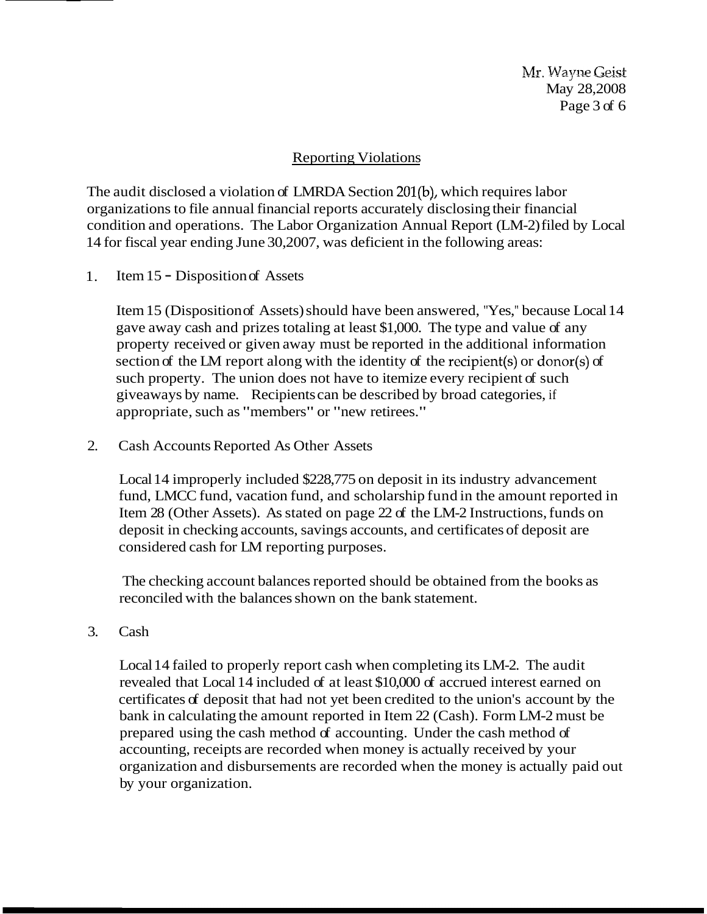## Reporting Violations

The audit disclosed a violation of LMRDA Section 201(b), which requires labor organizations to file annual financial reports accurately disclosing their financial condition and operations. The Labor Organization Annual Report (LM-2) filed by Local 14 for fiscal year ending June 30,2007, was deficient in the following areas:

1. Item 15 - Disposition of Assets

   Item 15 (Disposition of Assets) should have been answered, "Yes," because Local 14 gave away cash and prizes totaling at least $1,000. The type and value of any property received or given away must be reported in the additional information section of the LM report along with the identity of the recipient(s) or donor(s) of such property. The union does not have to itemize every recipient of such giveaways by name. Recipients can be described by broad categories, if appropriate, such as "members" or "new retirees."

2. Cash Accounts Reported As Other Assets

   Local 14 improperly included $228,775 on deposit in its industry advancement fund, LMCC fund, vacation fund, and scholarship fund in the amount reported in Item 28 (Other Assets). As stated on page 22 of the LM-2 Instructions, funds on deposit in checking accounts, savings accounts, and certificates of deposit are considered cash for LM reporting purposes.

   The checking account balances reported should be obtained from the books as reconciled with the balances shown on the bank statement.

3. Cash

   Local 14 failed to properly report cash when completing its LM-2. The audit revealed that Local 14 included of at least $10,000 of accrued interest earned on certificates of deposit that had not yet been credited to the union's account by the bank in calculating the amount reported in Item 22 (Cash). Form LM-2 must be prepared using the cash method of accounting. Under the cash method of accounting, receipts are recorded when money is actually received by your organization and disbursements are recorded when the money is actually paid out by your organization.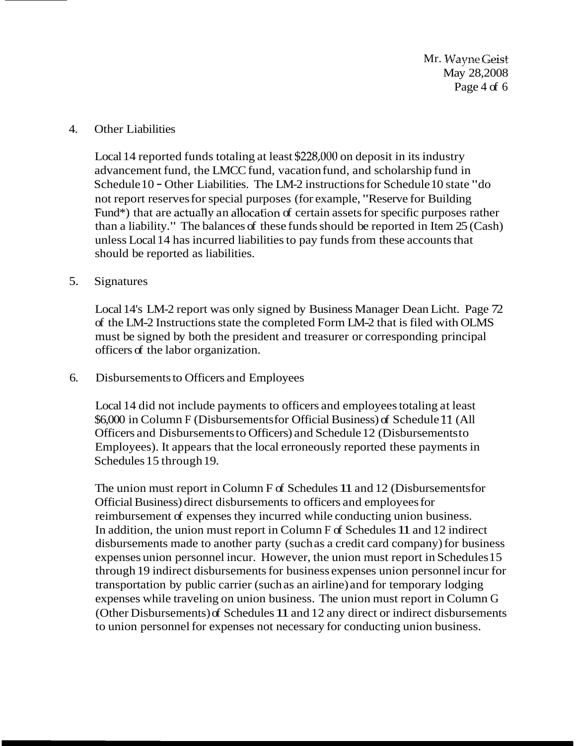4. Other Liabilities

   Local 14 reported funds totaling at least $228,000 on deposit in its industry advancement fund, the LMCC fund, vacation fund, and scholarship fund in Schedule 10 - Other Liabilities. The LM-2 instructions for Schedule 10 state "do not report reserves for special purposes (for example, "Reserve for Building Fund*) that are actually an allocation of certain assets for specific purposes rather than a liability." The balances of these funds should be reported in Item 25 (Cash) unless Local 14 has incurred liabilities to pay funds from these accounts that should be reported as liabilities.

5. Signatures

   Local 14's LM-2 report was only signed by Business Manager Dean Licht. Page 72 of the LM-2 Instructions state the completed Form LM-2 that is filed with OLMS must be signed by both the president and treasurer or corresponding principal officers of the labor organization.

6. Disbursements to Officers and Employees

   Local 14 did not include payments to officers and employees totaling at least $6,000 in Column F (Disbursements for Official Business) of Schedule 11 (All Officers and Disbursements to Officers) and Schedule 12 (Disbursements to Employees). It appears that the local erroneously reported these payments in Schedules 15 through 19.

   The union must report in Column F of Schedules 11 and 12 (Disbursements for Official Business) direct disbursements to officers and employees for reimbursement of expenses they incurred while conducting union business. In addition, the union must report in Column F of Schedules 11 and 12 indirect disbursements made to another party (such as a credit card company) for business expenses union personnel incur. However, the union must report in Schedules 15 through 19 indirect disbursements for business expenses union personnel incur for transportation by public carrier (such as an airline) and for temporary lodging expenses while traveling on union business. The union must report in Column G (Other Disbursements) of Schedules 11 and 12 any direct or indirect disbursements to union personnel for expenses not necessary for conducting union business.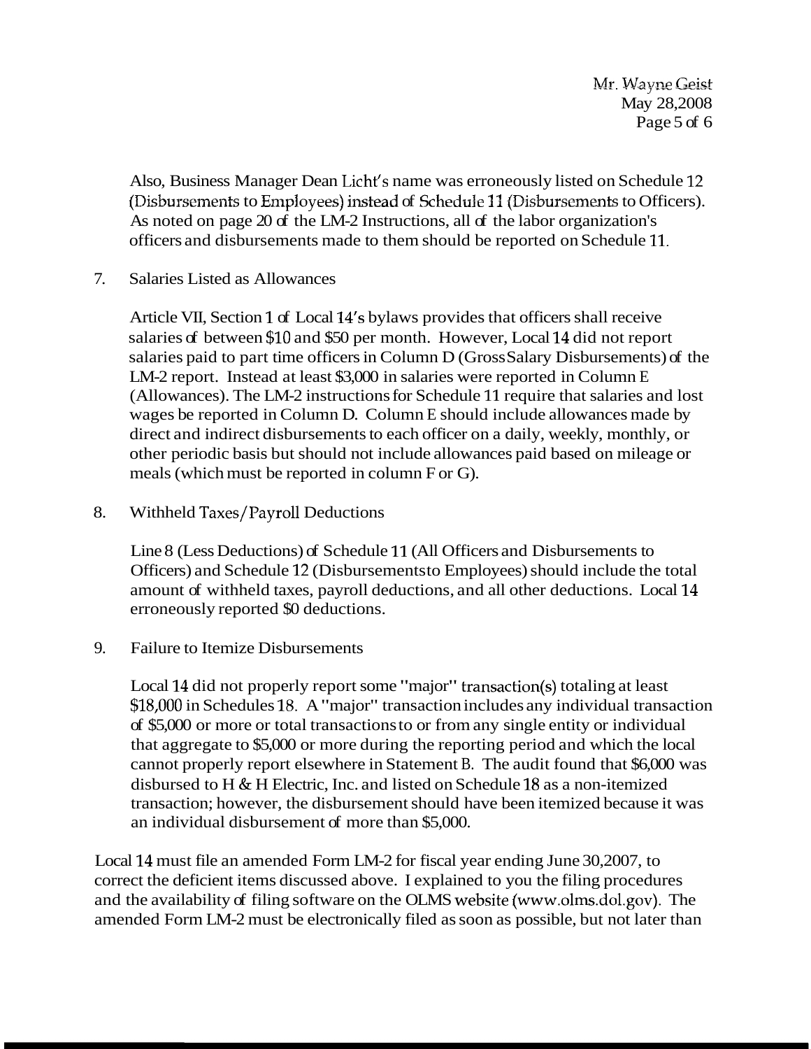Also, Business Manager Dean Licht's name was erroneously listed on Schedule 12 (Disbursements to Employees) instead of Schedule 11 (Disbursements to Officers). As noted on page 20 of the LM-2 Instructions, all of the labor organization's officers and disbursements made to them should be reported on Schedule 11.

7. Salaries Listed as Allowances

   Article VII, Section 1 of Local 14's bylaws provides that officers shall receive salaries of between $10 and $50 per month. However, Local 14 did not report salaries paid to part time officers in Column D (Gross Salary Disbursements) of the LM-2 report. Instead at least $3,000 in salaries were reported in Column E (Allowances). The LM-2 instructions for Schedule 11 require that salaries and lost wages be reported in Column D. Column E should include allowances made by direct and indirect disbursements to each officer on a daily, weekly, monthly, or other periodic basis but should not include allowances paid based on mileage or meals (which must be reported in column F or G).

8. Withheld Taxes/Payroll Deductions

   Line 8 (Less Deductions) of Schedule 11 (All Officers and Disbursements to Officers) and Schedule 12 (Disbursements to Employees) should include the total amount of withheld taxes, payroll deductions, and all other deductions. Local 14 erroneously reported $0 deductions.

9. Failure to Itemize Disbursements

   Local 14 did not properly report some "major" transaction(s) totaling at least $18,000 in Schedules 18. A "major" transaction includes any individual transaction of $5,000 or more or total transactions to or from any single entity or individual that aggregate to $5,000 or more during the reporting period and which the local cannot properly report elsewhere in Statement B. The audit found that $6,000 was disbursed to H & H Electric, Inc. and listed on Schedule 18 as a non-itemized transaction; however, the disbursement should have been itemized because it was an individual disbursement of more than $5,000.

Local 14 must file an amended Form LM-2 for fiscal year ending June 30,2007, to correct the deficient items discussed above. I explained to you the filing procedures and the availability of filing software on the OLMS website (www.olms.dol.gov). The amended Form LM-2 must be electronically filed as soon as possible, but not later than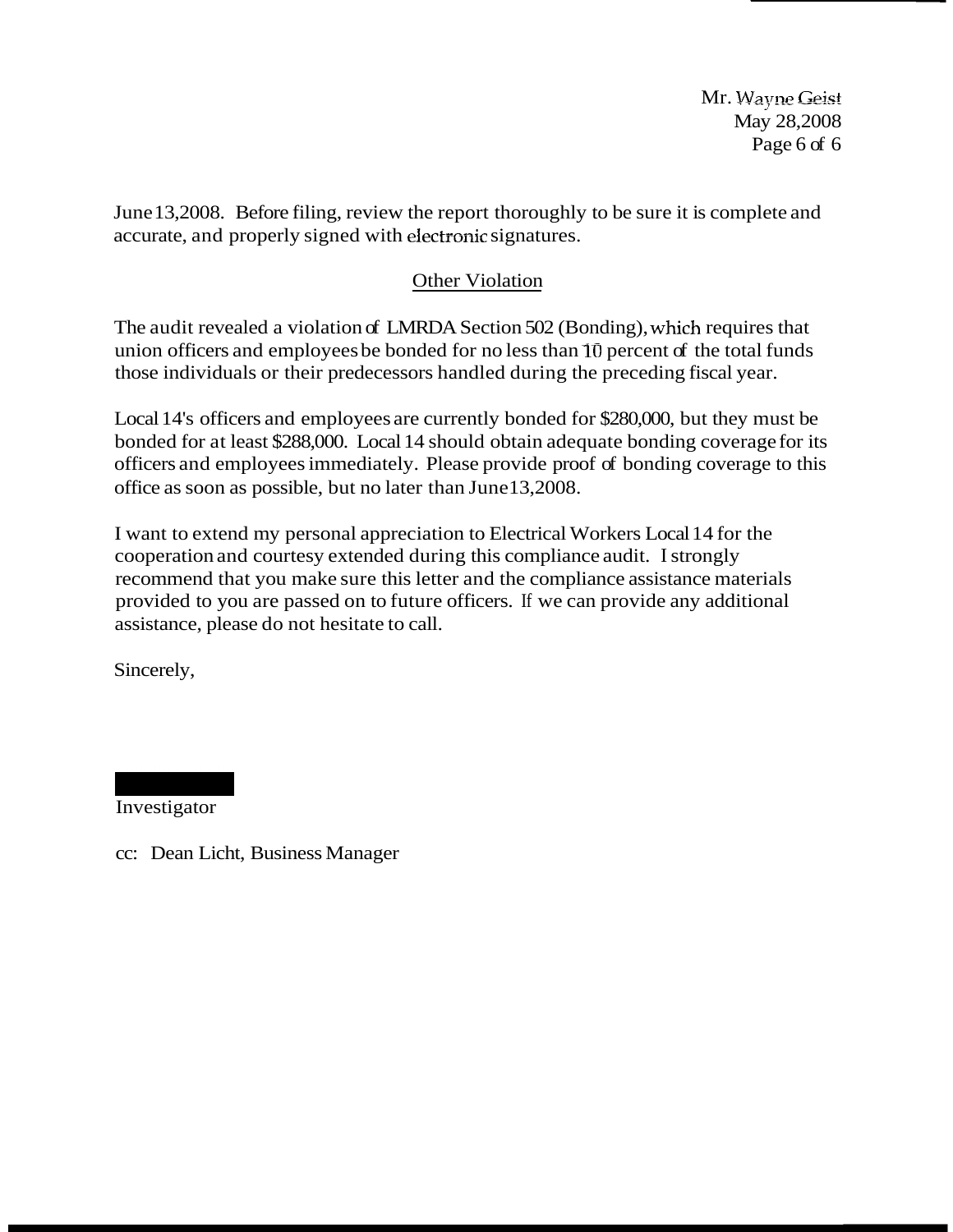June 13,2008. Before filing, review the report thoroughly to be sure it is complete and accurate, and properly signed with electronic signatures.

## Other Violation

The audit revealed a violation of LMRDA Section 502 (Bonding), which requires that union officers and employees be bonded for no less than 10 percent of the total funds those individuals or their predecessors handled during the preceding fiscal year.

Local 14's officers and employees are currently bonded for $280,000, but they must be bonded for at least $288,000. Local 14 should obtain adequate bonding coverage for its officers and employees immediately. Please provide proof of bonding coverage to this office as soon as possible, but no later than June 13,2008.

I want to extend my personal appreciation to Electrical Workers Local 14 for the cooperation and courtesy extended during this compliance audit. I strongly recommend that you make sure this letter and the compliance assistance materials provided to you are passed on to future officers. If we can provide any additional assistance, please do not hesitate to call.

Sincerely,

Investigator

cc: Dean Licht, Business Manager